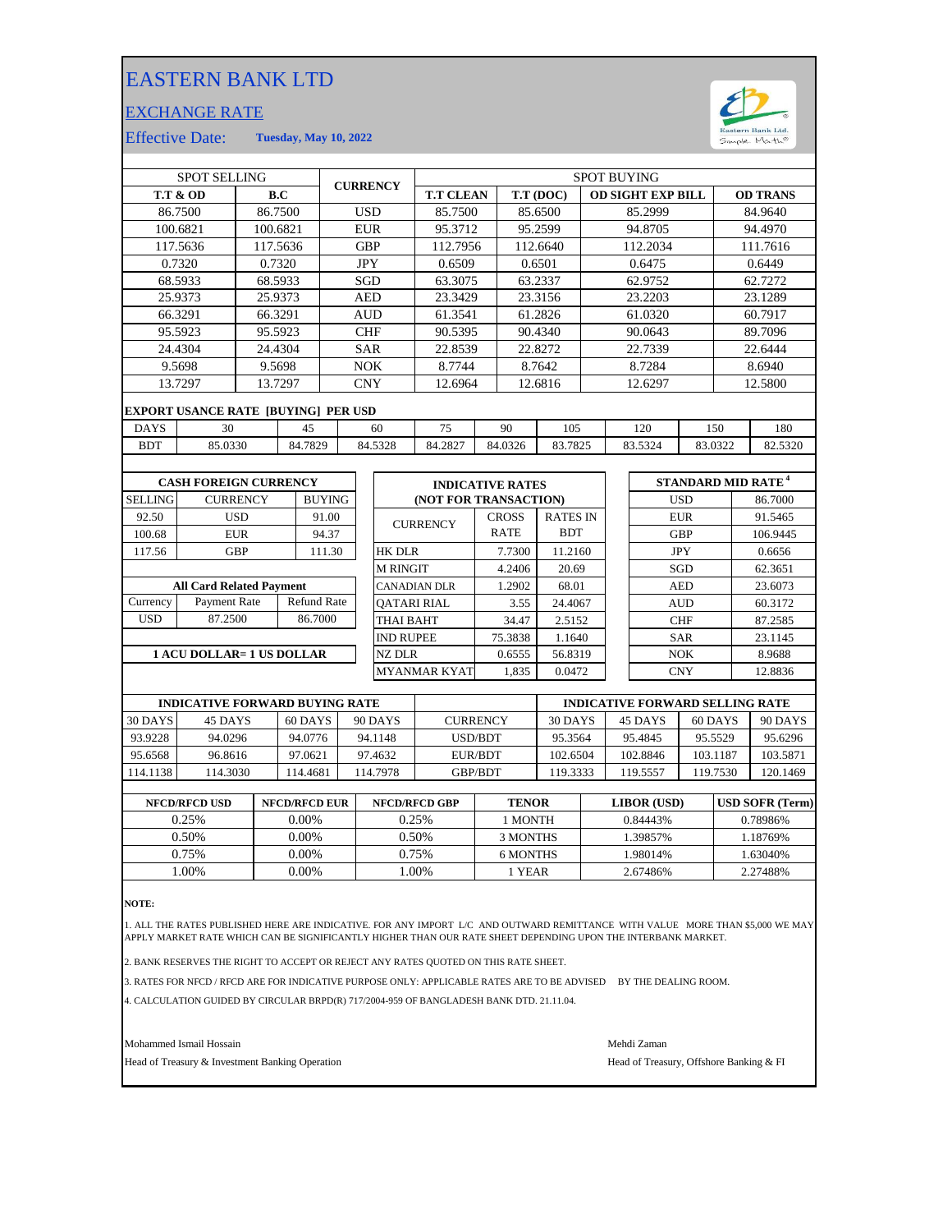# EASTERN BANK LTD

## EXCHANGE RATE

Effective Date: **Tuesday, May 10, 2022**

| SPOT SELLING | | CURRENCY | SPOT BUYING | | | |
|---|---|---|---|---|---|---|
| **T.T & OD** | **B.C** | | **T.T CLEAN** | **T.T (DOC)** | **OD SIGHT EXP BILL** | **OD TRANS** |
| 86.7500 | 86.7500 | USD | 85.7500 | 85.6500 | 85.2999 | 84.9640 |
| 100.6821 | 100.6821 | EUR | 95.3712 | 95.2599 | 94.8705 | 94.4970 |
| 117.5636 | 117.5636 | GBP | 112.7956 | 112.6640 | 112.2034 | 111.7616 |
| 0.7320 | 0.7320 | JPY | 0.6509 | 0.6501 | 0.6475 | 0.6449 |
| 68.5933 | 68.5933 | SGD | 63.3075 | 63.2337 | 62.9752 | 62.7272 |
| 25.9373 | 25.9373 | AED | 23.3429 | 23.3156 | 23.2203 | 23.1289 |
| 66.3291 | 66.3291 | AUD | 61.3541 | 61.2826 | 61.0320 | 60.7917 |
| 95.5923 | 95.5923 | CHF | 90.5395 | 90.4340 | 90.0643 | 89.7096 |
| 24.4304 | 24.4304 | SAR | 22.8539 | 22.8272 | 22.7339 | 22.6444 |
| 9.5698 | 9.5698 | NOK | 8.7744 | 8.7642 | 8.7284 | 8.6940 |
| 13.7297 | 13.7297 | CNY | 12.6964 | 12.6816 | 12.6297 | 12.5800 |

**EXPORT USANCE RATE [BUYING] PER USD**

| DAYS | 30 | 45 | 60 | 75 | 90 | 105 | 120 | 150 | 180 |
|---|---|---|---|---|---|---|---|---|---|
| BDT | 85.0330 | 84.7829 | 84.5328 | 84.2827 | 84.0326 | 83.7825 | 83.5324 | 83.0322 | 82.5320 |

**CASH FOREIGN CURRENCY**

| SELLING | CURRENCY | BUYING |
|---|---|---|
| 92.50 | USD | 91.00 |
| 100.68 | EUR | 94.37 |
| 117.56 | GBP | 111.30 |

**All Card Related Payment**

| Currency | Payment Rate | Refund Rate |
|---|---|---|
| USD | 87.2500 | 86.7000 |

**1 ACU DOLLAR= 1 US DOLLAR**

**INDICATIVE RATES (NOT FOR TRANSACTION)**

| CURRENCY | CROSS RATE | RATES IN BDT |
|---|---|---|
| HK DLR | 7.7300 | 11.2160 |
| M RINGIT | 4.2406 | 20.69 |
| CANADIAN DLR | 1.2902 | 68.01 |
| QATARI RIAL | 3.55 | 24.4067 |
| THAI BAHT | 34.47 | 2.5152 |
| IND RUPEE | 75.3838 | 1.1640 |
| NZ DLR | 0.6555 | 56.8319 |
| MYANMAR KYAT | 1,835 | 0.0472 |

**STANDARD MID RATE [4]**

| Currency | Rate |
|---|---|
| USD | 86.7000 |
| EUR | 91.5465 |
| GBP | 106.9445 |
| JPY | 0.6656 |
| SGD | 62.3651 |
| AED | 23.6073 |
| AUD | 60.3172 |
| CHF | 87.2585 |
| SAR | 23.1145 |
| NOK | 8.9688 |
| CNY | 12.8836 |

| INDICATIVE FORWARD BUYING RATE | | | | | INDICATIVE FORWARD SELLING RATE | | | |
|---|---|---|---|---|---|---|---|---|
| 30 DAYS | 45 DAYS | 60 DAYS | 90 DAYS | CURRENCY | 30 DAYS | 45 DAYS | 60 DAYS | 90 DAYS |
| 93.9228 | 94.0296 | 94.0776 | 94.1148 | USD/BDT | 95.3564 | 95.4845 | 95.5529 | 95.6296 |
| 95.6568 | 96.8616 | 97.0621 | 97.4632 | EUR/BDT | 102.6504 | 102.8846 | 103.1187 | 103.5871 |
| 114.1138 | 114.3030 | 114.4681 | 114.7978 | GBP/BDT | 119.3333 | 119.5557 | 119.7530 | 120.1469 |

| NFCD/RFCD USD | NFCD/RFCD EUR | NFCD/RFCD GBP | TENOR | LIBOR (USD) | USD SOFR (Term) |
|---|---|---|---|---|---|
| 0.25% | 0.00% | 0.25% | 1 MONTH | 0.84443% | 0.78986% |
| 0.50% | 0.00% | 0.50% | 3 MONTHS | 1.39857% | 1.18769% |
| 0.75% | 0.00% | 0.75% | 6 MONTHS | 1.98014% | 1.63040% |
| 1.00% | 0.00% | 1.00% | 1 YEAR | 2.67486% | 2.27488% |

**NOTE:**

1. ALL THE RATES PUBLISHED HERE ARE INDICATIVE. FOR ANY IMPORT L/C AND OUTWARD REMITTANCE WITH VALUE MORE THAN $5,000 WE MAY APPLY MARKET RATE WHICH CAN BE SIGNIFICANTLY HIGHER THAN OUR RATE SHEET DEPENDING UPON THE INTERBANK MARKET.
2. BANK RESERVES THE RIGHT TO ACCEPT OR REJECT ANY RATES QUOTED ON THIS RATE SHEET.
3. RATES FOR NFCD / RFCD ARE FOR INDICATIVE PURPOSE ONLY: APPLICABLE RATES ARE TO BE ADVISED BY THE DEALING ROOM.
4. CALCULATION GUIDED BY CIRCULAR BRPD(R) 717/2004-959 OF BANGLADESH BANK DTD. 21.11.04.

Mohammed Ismail Hossain
Head of Treasury & Investment Banking Operation

Mehdi Zaman
Head of Treasury, Offshore Banking & FI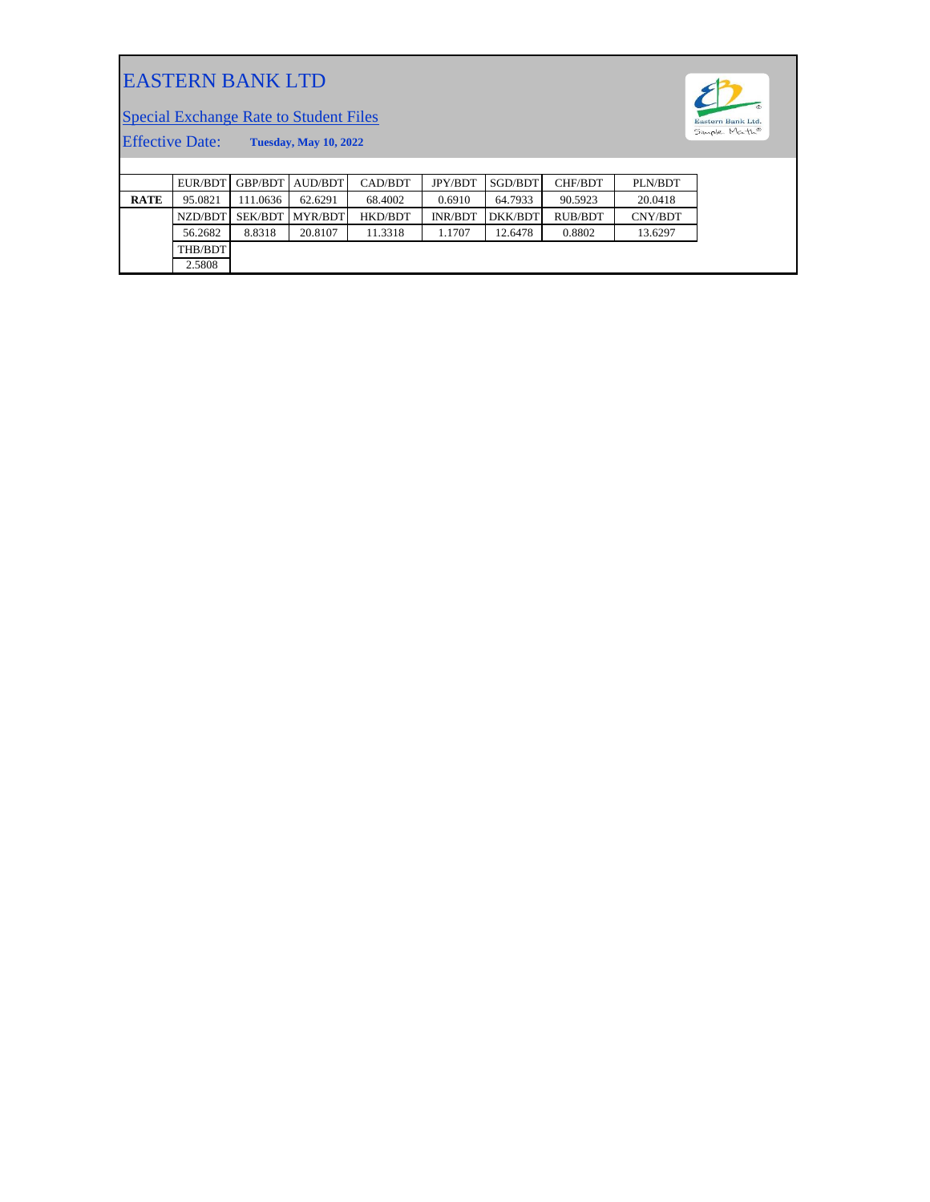# EASTERN BANK LTD

Special Exchange Rate to Student Files

Effective Date: **Tuesday, May 10, 2022**

| | | | | | | | | |
|---|---|---|---|---|---|---|---|---|
| | EUR/BDT | GBP/BDT | AUD/BDT | CAD/BDT | JPY/BDT | SGD/BDT | CHF/BDT | PLN/BDT |
| **RATE** | 95.0821 | 111.0636 | 62.6291 | 68.4002 | 0.6910 | 64.7933 | 90.5923 | 20.0418 |
| | NZD/BDT | SEK/BDT | MYR/BDT | HKD/BDT | INR/BDT | DKK/BDT | RUB/BDT | CNY/BDT |
| | 56.2682 | 8.8318 | 20.8107 | 11.3318 | 1.1707 | 12.6478 | 0.8802 | 13.6297 |
| | THB/BDT | | | | | | | |
| | 2.5808 | | | | | | | |